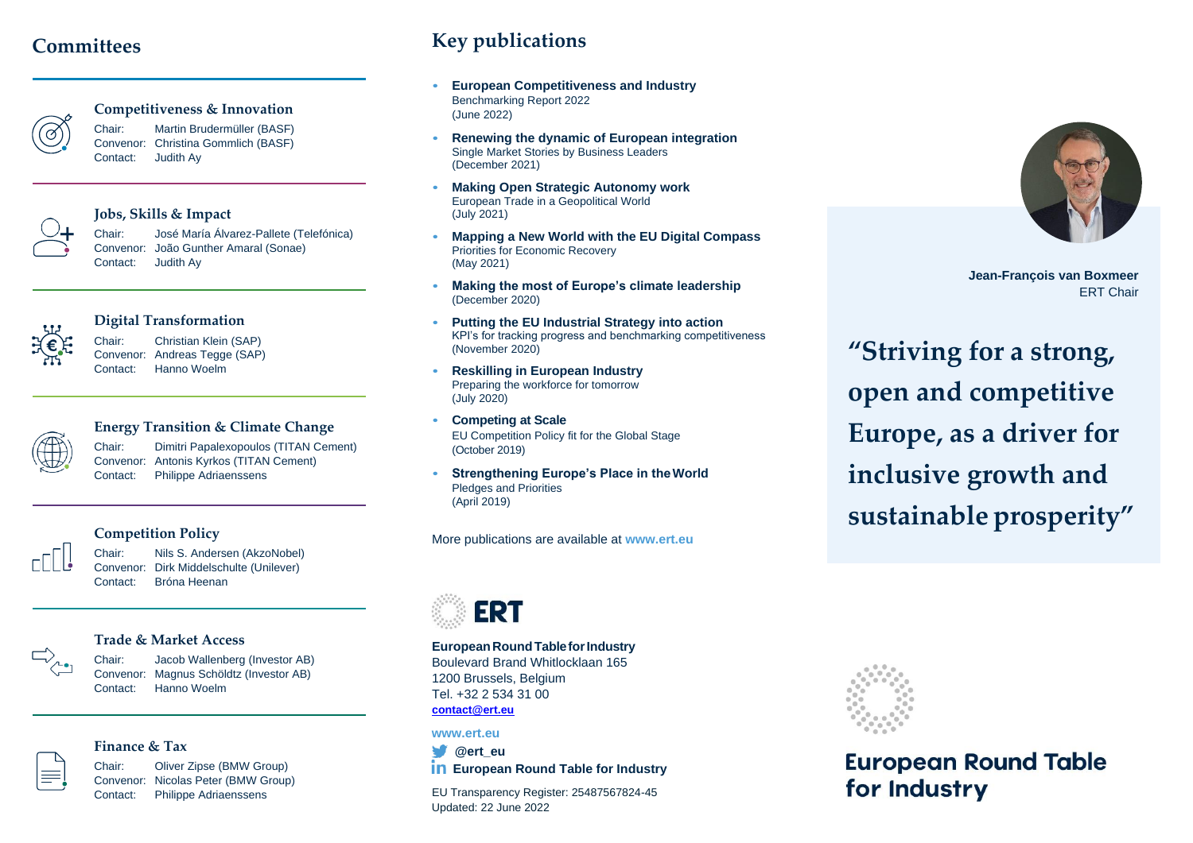## Committees

### Competitiveness & Innovation

Chair: Martin Brudermüller (BASF)
Convenor: Christina Gommlich (BASF)
Contact: Judith Ay

### Jobs, Skills & Impact

Chair: José María Álvarez-Pallete (Telefónica)
Convenor: João Gunther Amaral (Sonae)
Contact: Judith Ay

### Digital Transformation

Chair: Christian Klein (SAP)
Convenor: Andreas Tegge (SAP)
Contact: Hanno Woelm

### Energy Transition & Climate Change

Chair: Dimitri Papalexopoulos (TITAN Cement)
Convenor: Antonis Kyrkos (TITAN Cement)
Contact: Philippe Adriaenssens

### Competition Policy

Chair: Nils S. Andersen (AkzoNobel)
Convenor: Dirk Middelschulte (Unilever)
Contact: Bróna Heenan

### Trade & Market Access

Chair: Jacob Wallenberg (Investor AB)
Convenor: Magnus Schöldtz (Investor AB)
Contact: Hanno Woelm

### Finance & Tax

Chair: Oliver Zipse (BMW Group)
Convenor: Nicolas Peter (BMW Group)
Contact: Philippe Adriaenssens

## Key publications

- **European Competitiveness and Industry**
  Benchmarking Report 2022
  (June 2022)
- **Renewing the dynamic of European integration**
  Single Market Stories by Business Leaders
  (December 2021)
- **Making Open Strategic Autonomy work**
  European Trade in a Geopolitical World
  (July 2021)
- **Mapping a New World with the EU Digital Compass**
  Priorities for Economic Recovery
  (May 2021)
- **Making the most of Europe's climate leadership**
  (December 2020)
- **Putting the EU Industrial Strategy into action**
  KPI's for tracking progress and benchmarking competitiveness
  (November 2020)
- **Reskilling in European Industry**
  Preparing the workforce for tomorrow
  (July 2020)
- **Competing at Scale**
  EU Competition Policy fit for the Global Stage
  (October 2019)
- **Strengthening Europe's Place in the World**
  Pledges and Priorities
  (April 2019)

More publications are available at **www.ert.eu**

ERT

**European Round Table for Industry**
Boulevard Brand Whitlocklaan 165
1200 Brussels, Belgium
Tel. +32 2 534 31 00
**contact@ert.eu**

**www.ert.eu**
**@ert_eu**
**European Round Table for Industry**

EU Transparency Register: 25487567824-45
Updated: 22 June 2022

**Jean-François van Boxmeer**
ERT Chair

**"Striving for a strong, open and competitive Europe, as a driver for inclusive growth and sustainable prosperity"**

# European Round Table for Industry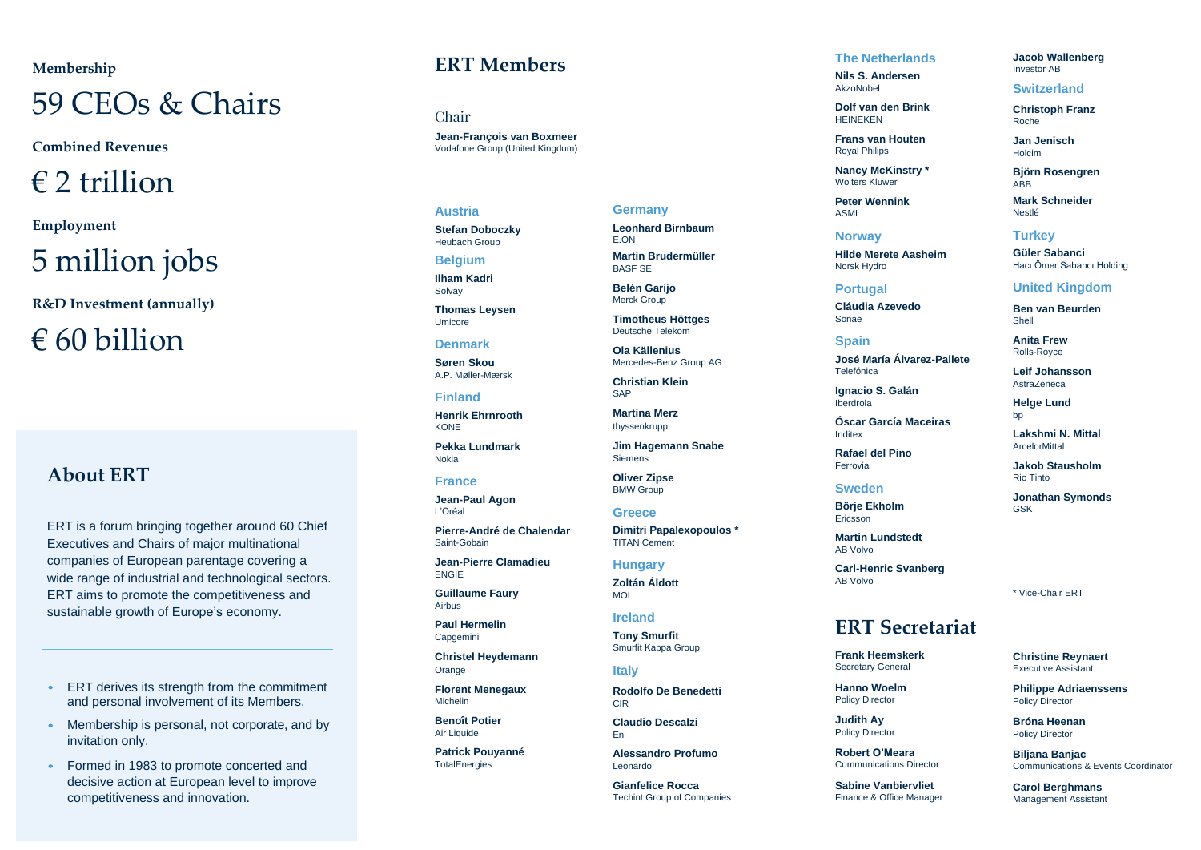**Membership**

# 59 CEOs & Chairs

**Combined Revenues**

# € 2 trillion

**Employment**

# 5 million jobs

**R&D Investment (annually)**

# € 60 billion

## About ERT

ERT is a forum bringing together around 60 Chief Executives and Chairs of major multinational companies of European parentage covering a wide range of industrial and technological sectors. ERT aims to promote the competitiveness and sustainable growth of Europe's economy.

- ERT derives its strength from the commitment and personal involvement of its Members.
- Membership is personal, not corporate, and by invitation only.
- Formed in 1983 to promote concerted and decisive action at European level to improve competitiveness and innovation.

## ERT Members

### Chair

**Jean-François van Boxmeer**
Vodafone Group (United Kingdom)

### Austria

**Stefan Doboczky**
Heubach Group

### Belgium

**Ilham Kadri**
Solvay

**Thomas Leysen**
Umicore

### Denmark

**Søren Skou**
A.P. Møller-Mærsk

### Finland

**Henrik Ehrnrooth**
KONE

**Pekka Lundmark**
Nokia

### France

**Jean-Paul Agon**
L'Oréal

**Pierre-André de Chalendar**
Saint-Gobain

**Jean-Pierre Clamadieu**
ENGIE

**Guillaume Faury**
Airbus

**Paul Hermelin**
Capgemini

**Christel Heydemann**
Orange

**Florent Menegaux**
Michelin

**Benoît Potier**
Air Liquide

**Patrick Pouyanné**
TotalEnergies

### Germany

**Leonhard Birnbaum**
E.ON

**Martin Brudermüller**
BASF SE

**Belén Garijo**
Merck Group

**Timotheus Höttges**
Deutsche Telekom

**Ola Källenius**
Mercedes-Benz Group AG

**Christian Klein**
SAP

**Martina Merz**
thyssenkrupp

**Jim Hagemann Snabe**
Siemens

**Oliver Zipse**
BMW Group

### Greece

**Dimitri Papalexopoulos ***
TITAN Cement

### Hungary

**Zoltán Áldott**
MOL

### Ireland

**Tony Smurfit**
Smurfit Kappa Group

### Italy

**Rodolfo De Benedetti**
CIR

**Claudio Descalzi**
Eni

**Alessandro Profumo**
Leonardo

**Gianfelice Rocca**
Techint Group of Companies

### The Netherlands

**Nils S. Andersen**
AkzoNobel

**Dolf van den Brink**
HEINEKEN

**Frans van Houten**
Royal Philips

**Nancy McKinstry ***
Wolters Kluwer

**Peter Wennink**
ASML

### Norway

**Hilde Merete Aasheim**
Norsk Hydro

### Portugal

**Cláudia Azevedo**
Sonae

### Spain

**José María Álvarez-Pallete**
Telefónica

**Ignacio S. Galán**
Iberdrola

**Óscar García Maceiras**
Inditex

**Rafael del Pino**
Ferrovial

### Sweden

**Börje Ekholm**
Ericsson

**Martin Lundstedt**
AB Volvo

**Carl-Henric Svanberg**
AB Volvo

**Jacob Wallenberg**
Investor AB

### Switzerland

**Christoph Franz**
Roche

**Jan Jenisch**
Holcim

**Björn Rosengren**
ABB

**Mark Schneider**
Nestlé

### Turkey

**Güler Sabanci**
Hacı Ömer Sabancı Holding

### United Kingdom

**Ben van Beurden**
Shell

**Anita Frew**
Rolls-Royce

**Leif Johansson**
AstraZeneca

**Helge Lund**
bp

**Lakshmi N. Mittal**
ArcelorMittal

**Jakob Stausholm**
Rio Tinto

**Jonathan Symonds**
GSK

* Vice-Chair ERT

## ERT Secretariat

**Frank Heemskerk**
Secretary General

**Hanno Woelm**
Policy Director

**Judith Ay**
Policy Director

**Robert O'Meara**
Communications Director

**Sabine Vanbiervliet**
Finance & Office Manager

**Christine Reynaert**
Executive Assistant

**Philippe Adriaenssens**
Policy Director

**Bróna Heenan**
Policy Director

**Biljana Banjac**
Communications & Events Coordinator

**Carol Berghmans**
Management Assistant